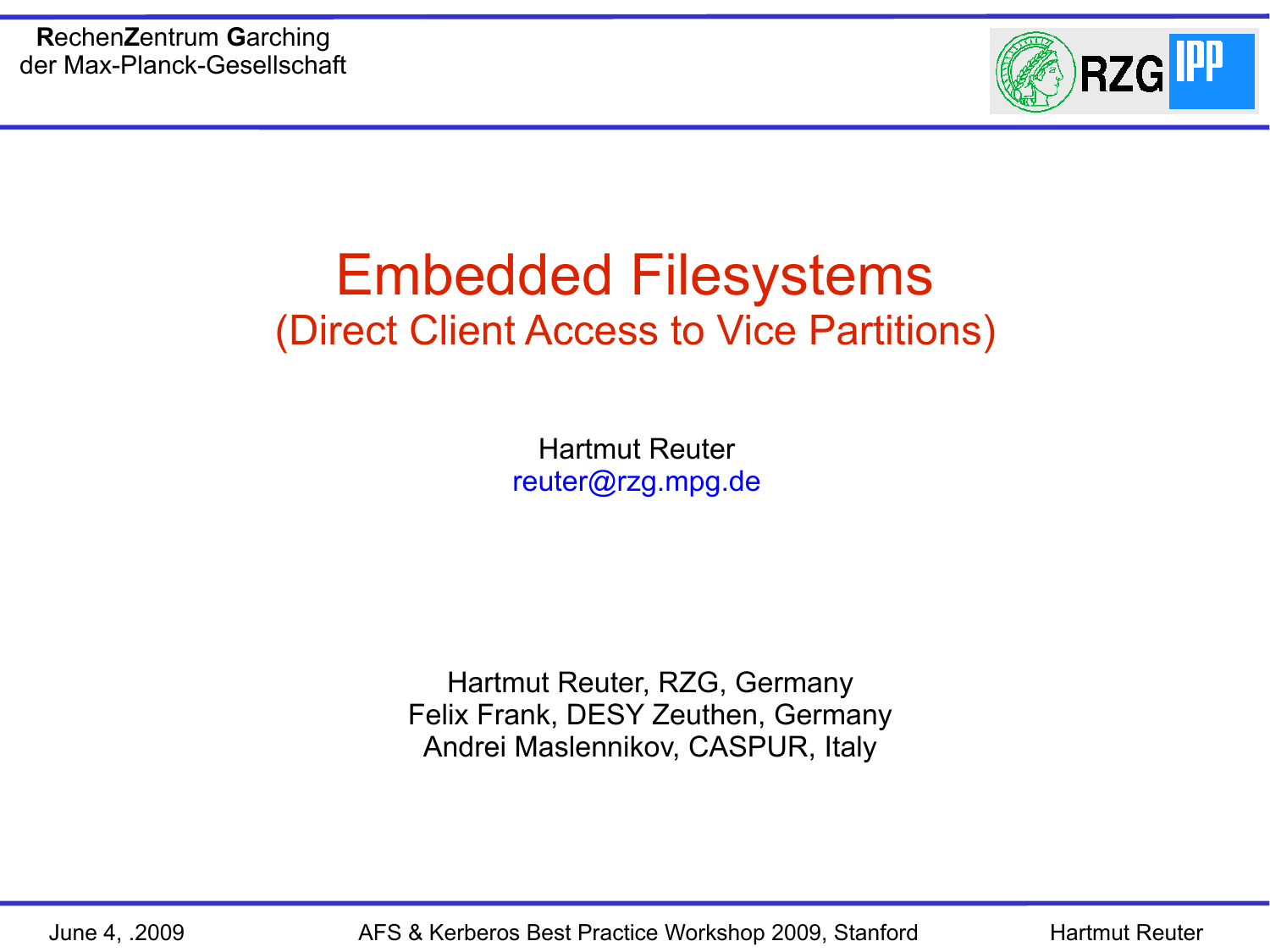# Embedded Filesystems

## (Direct Client Access to Vice Partitions)

Hartmut Reuter
reuter@rzg.mpg.de

Hartmut Reuter, RZG, Germany
Felix Frank, DESY Zeuthen, Germany
Andrei Maslennikov, CASPUR, Italy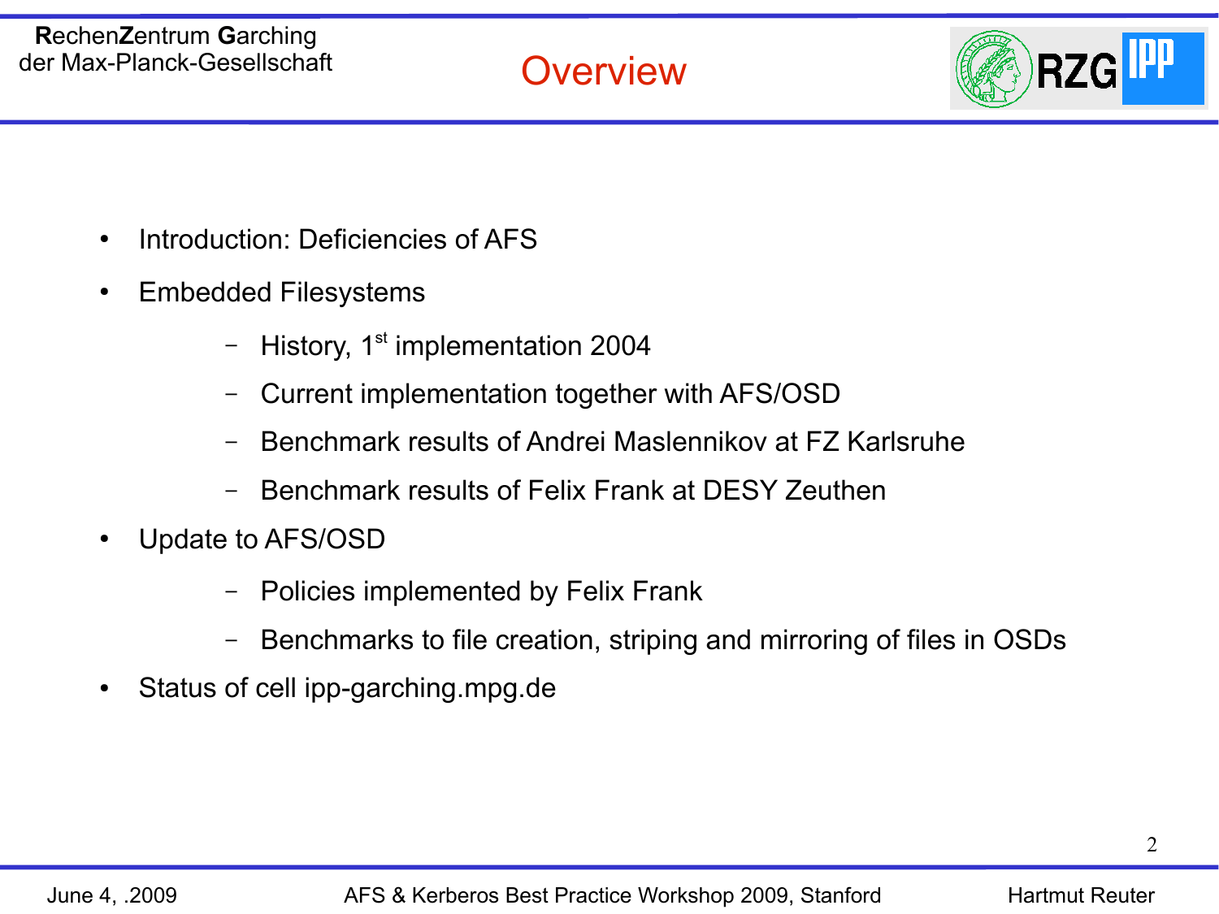# Overview

- Introduction: Deficiencies of AFS
- Embedded Filesystems
  - History, 1st implementation 2004
  - Current implementation together with AFS/OSD
  - Benchmark results of Andrei Maslennikov at FZ Karlsruhe
  - Benchmark results of Felix Frank at DESY Zeuthen
- Update to AFS/OSD
  - Policies implemented by Felix Frank
  - Benchmarks to file creation, striping and mirroring of files in OSDs
- Status of cell ipp-garching.mpg.de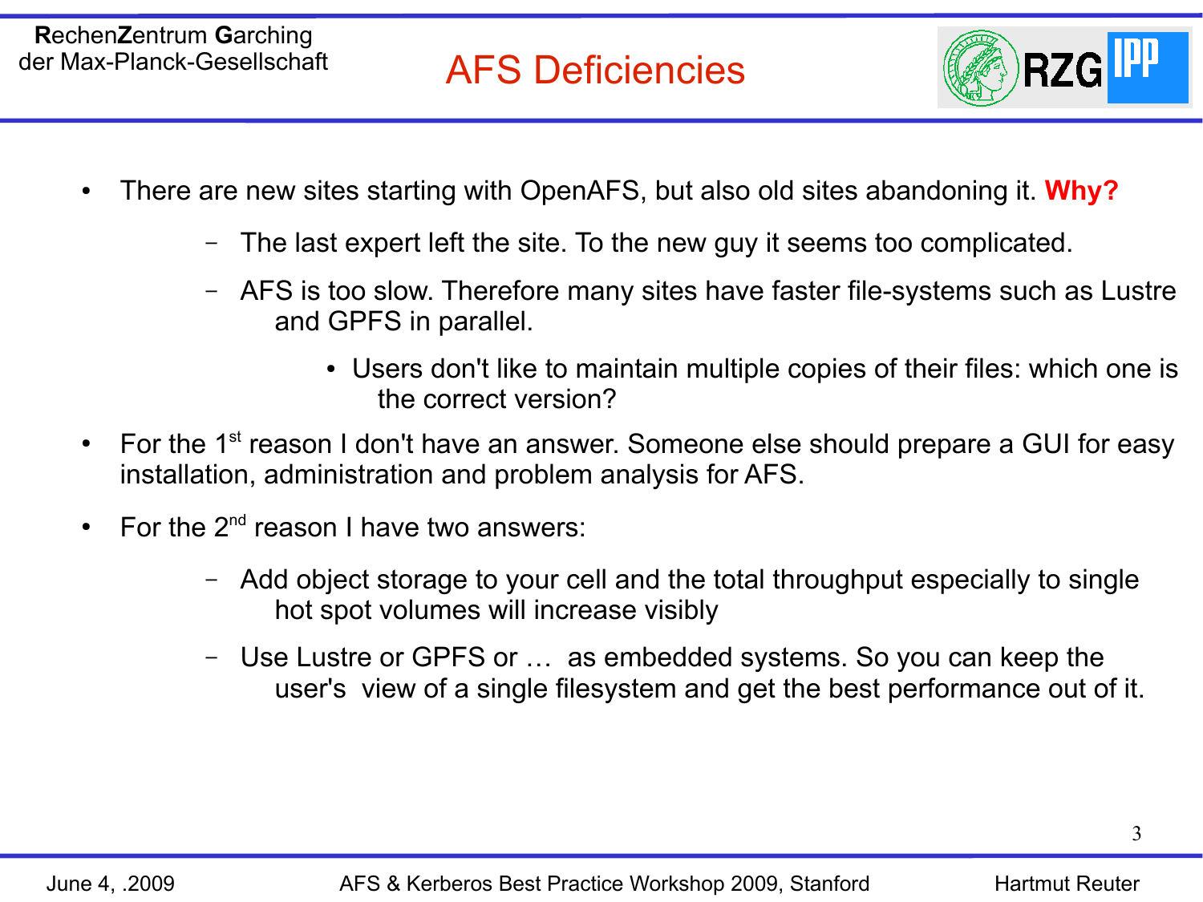# AFS Deficiencies

- There are new sites starting with OpenAFS, but also old sites abandoning it. **Why?**
  - The last expert left the site. To the new guy it seems too complicated.
  - AFS is too slow. Therefore many sites have faster file-systems such as Lustre and GPFS in parallel.
    - Users don't like to maintain multiple copies of their files: which one is the correct version?
- For the 1st reason I don't have an answer. Someone else should prepare a GUI for easy installation, administration and problem analysis for AFS.
- For the 2nd reason I have two answers:
  - Add object storage to your cell and the total throughput especially to single hot spot volumes will increase visibly
  - Use Lustre or GPFS or … as embedded systems. So you can keep the user's view of a single filesystem and get the best performance out of it.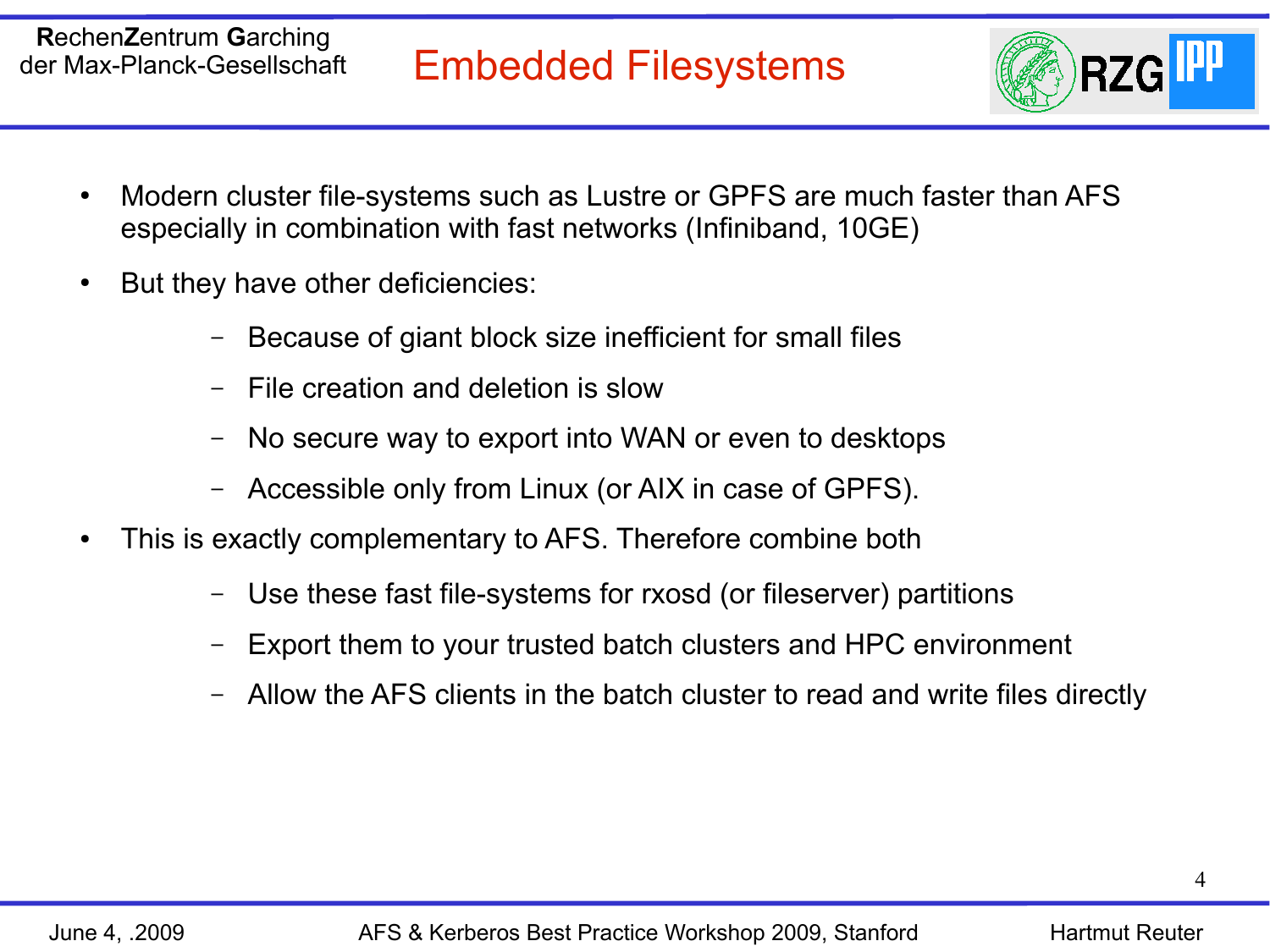# Embedded Filesystems

- Modern cluster file-systems such as Lustre or GPFS are much faster than AFS especially in combination with fast networks (Infiniband, 10GE)
- But they have other deficiencies:
  - Because of giant block size inefficient for small files
  - File creation and deletion is slow
  - No secure way to export into WAN or even to desktops
  - Accessible only from Linux (or AIX in case of GPFS).
- This is exactly complementary to AFS. Therefore combine both
  - Use these fast file-systems for rxosd (or fileserver) partitions
  - Export them to your trusted batch clusters and HPC environment
  - Allow the AFS clients in the batch cluster to read and write files directly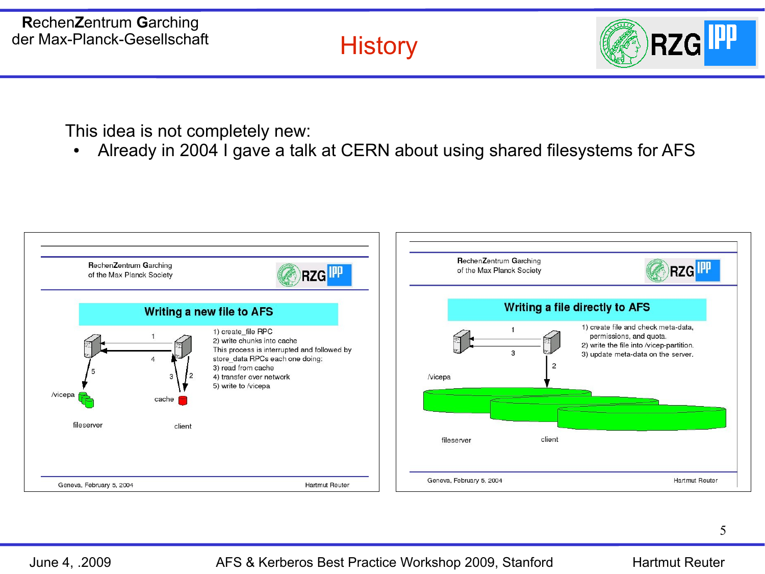# History

This idea is not completely new:

- Already in 2004 I gave a talk at CERN about using shared filesystems for AFS

## Writing a new file to AFS

1) create_file RPC
2) write chunks into cache
This process is interrupted and followed by store_data RPCs each one doing:
3) read from cache
4) transfer over network
5) write to /vicepa

/vicepa | cache | fileserver | client

Geneva, February 5, 2004 — Hartmut Reuter

## Writing a file directly to AFS

1) create file and check meta-data, permissions, and quota.
2) write the file into /vicep-partition.
3) update meta-data on the server.

/vicepa | fileserver | client

Geneva, February 5, 2004 — Hartmut Reuter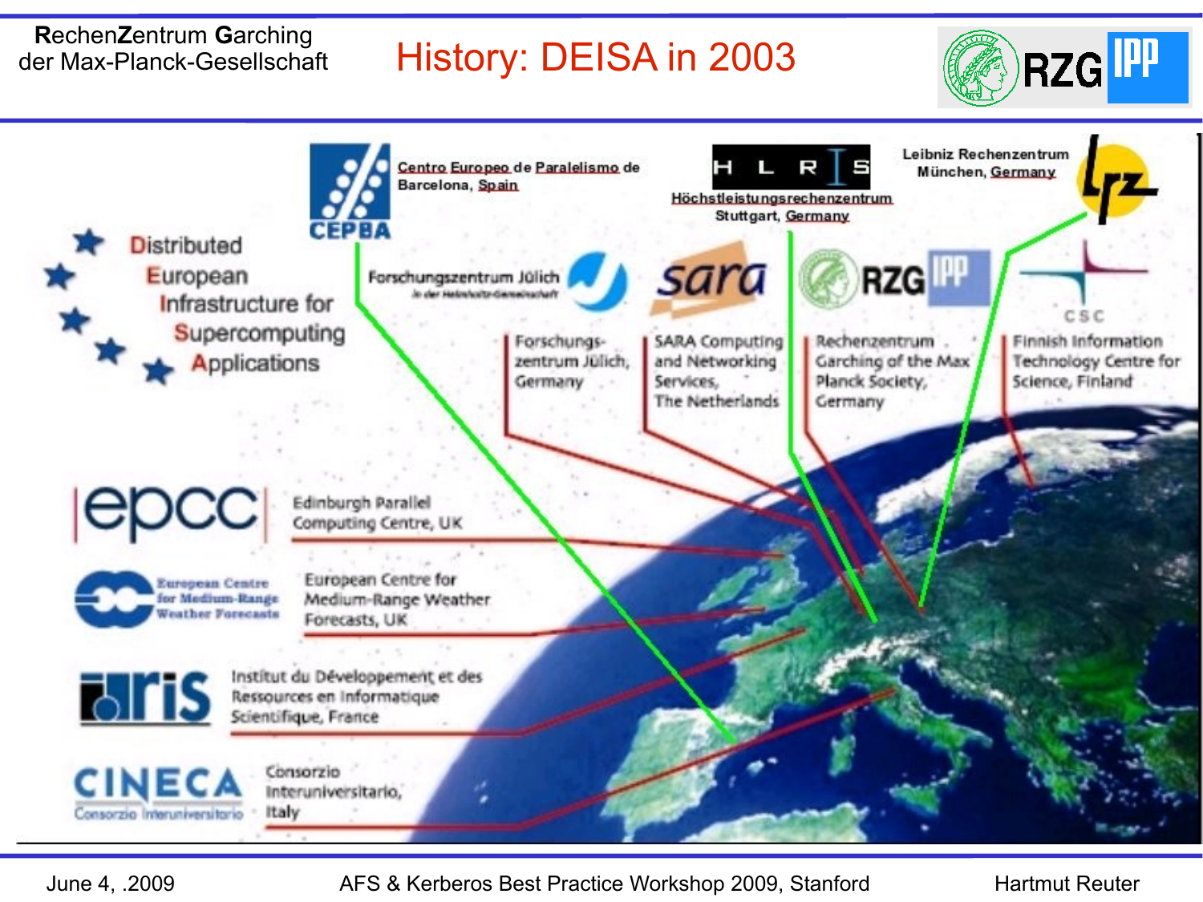# History: DEISA in 2003

**D**istributed **E**uropean **I**nfrastructure for **S**upercomputing **A**pplications

- CEPBA — Centro Europeo de Paralelismo de Barcelona, Spain
- HLRS — Höchstleistungsrechenzentrum Stuttgart, Germany
- LRZ — Leibniz Rechenzentrum München, Germany
- Forschungszentrum Jülich, Germany
- SARA Computing and Networking Services, The Netherlands
- RZG — Rechenzentrum Garching of the Max Planck Society, Germany
- CSC — Finnish Information Technology Centre for Science, Finland
- EPCC — Edinburgh Parallel Computing Centre, UK
- ECMWF — European Centre for Medium-Range Weather Forecasts, UK
- IDRIS — Institut du Développement et des Ressources en Informatique Scientifique, France
- CINECA — Consorzio Interuniversitario, Italy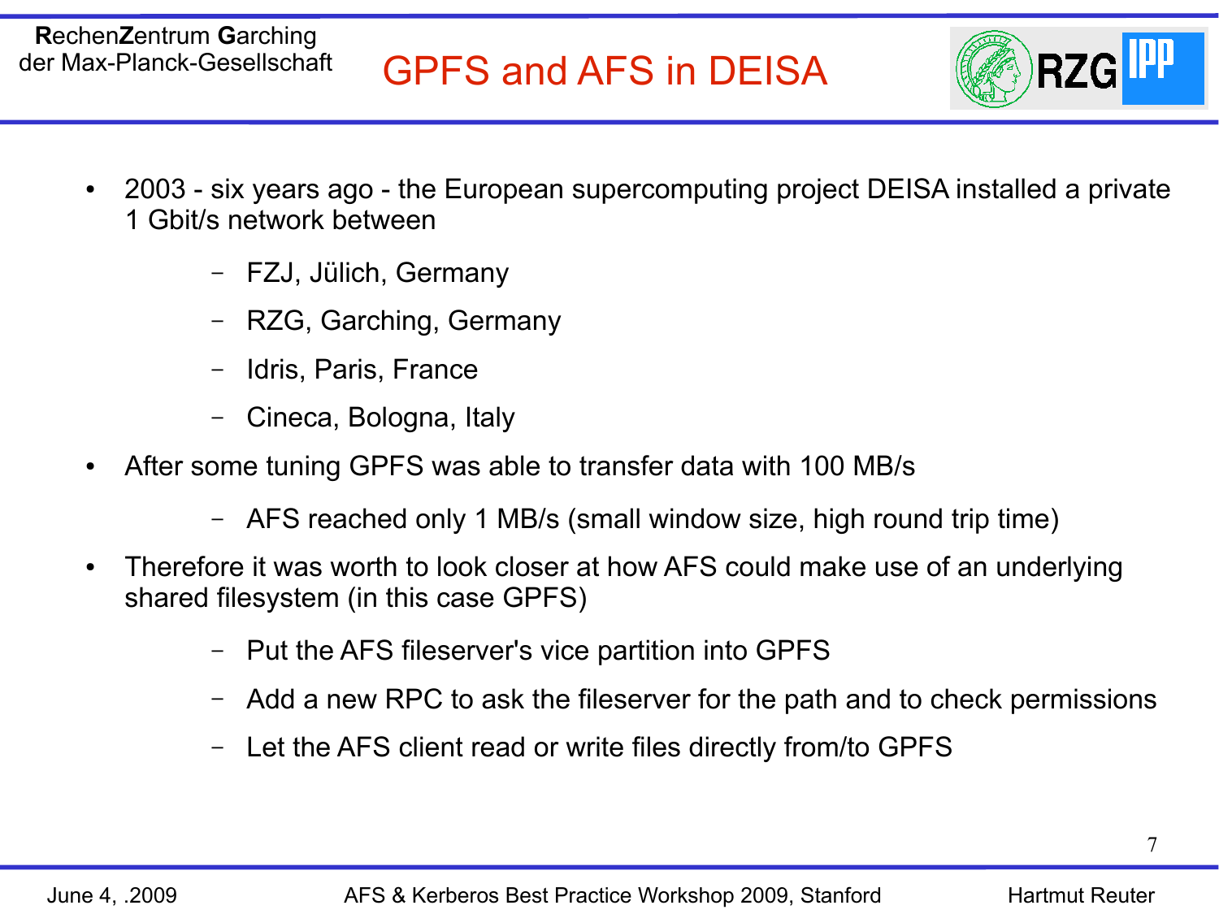# GPFS and AFS in DEISA

- 2003 - six years ago - the European supercomputing project DEISA installed a private 1 Gbit/s network between
  - FZJ, Jülich, Germany
  - RZG, Garching, Germany
  - Idris, Paris, France
  - Cineca, Bologna, Italy
- After some tuning GPFS was able to transfer data with 100 MB/s
  - AFS reached only 1 MB/s (small window size, high round trip time)
- Therefore it was worth to look closer at how AFS could make use of an underlying shared filesystem (in this case GPFS)
  - Put the AFS fileserver's vice partition into GPFS
  - Add a new RPC to ask the fileserver for the path and to check permissions
  - Let the AFS client read or write files directly from/to GPFS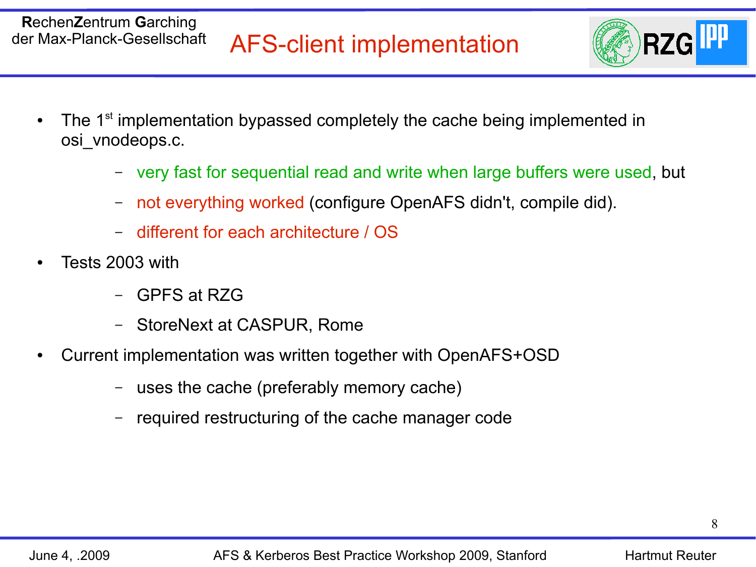# AFS-client implementation

- The 1st implementation bypassed completely the cache being implemented in osi_vnodeops.c.
  - very fast for sequential read and write when large buffers were used, but
  - not everything worked (configure OpenAFS didn't, compile did).
  - different for each architecture / OS
- Tests 2003 with
  - GPFS at RZG
  - StoreNext at CASPUR, Rome
- Current implementation was written together with OpenAFS+OSD
  - uses the cache (preferably memory cache)
  - required restructuring of the cache manager code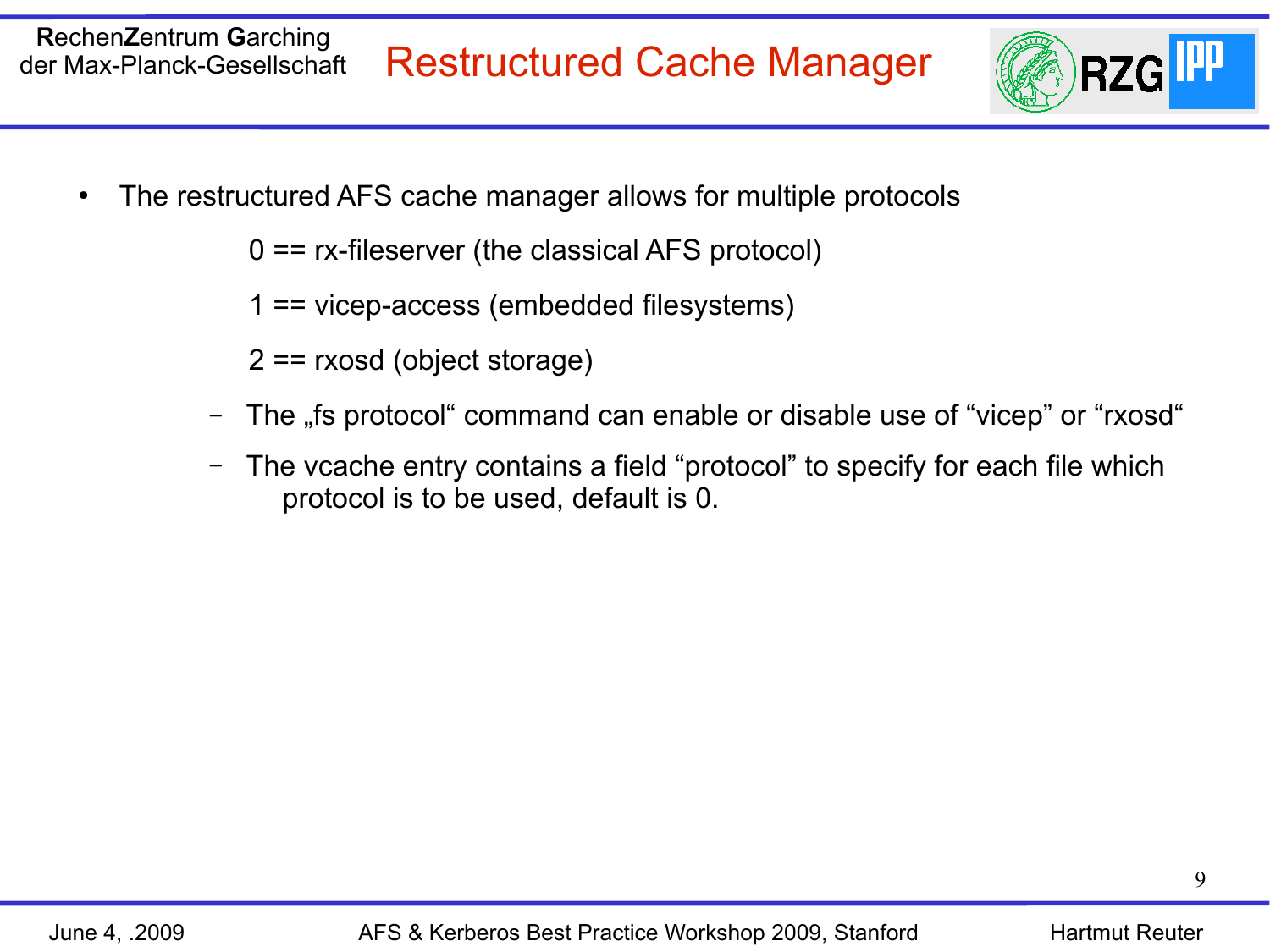# Restructured Cache Manager

- The restructured AFS cache manager allows for multiple protocols

  0 == rx-fileserver (the classical AFS protocol)

  1 == vicep-access (embedded filesystems)

  2 == rxosd (object storage)

  - The „fs protocol“ command can enable or disable use of “vicep” or “rxosd“
  - The vcache entry contains a field “protocol” to specify for each file which protocol is to be used, default is 0.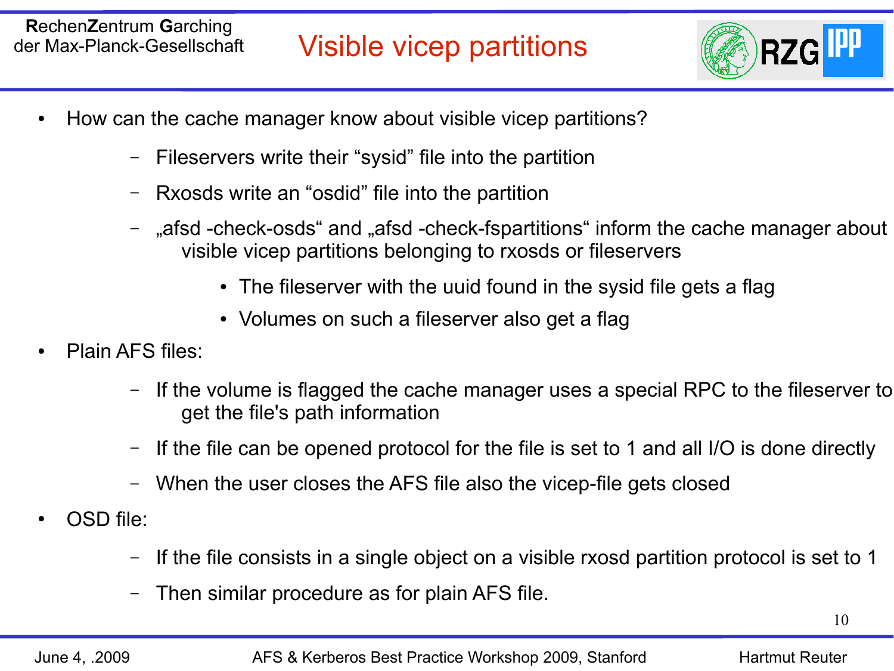# Visible vicep partitions

- How can the cache manager know about visible vicep partitions?
  - Fileservers write their “sysid” file into the partition
  - Rxosds write an “osdid” file into the partition
  - „afsd -check-osds“ and „afsd -check-fspartitions“ inform the cache manager about visible vicep partitions belonging to rxosds or fileservers
    - The fileserver with the uuid found in the sysid file gets a flag
    - Volumes on such a fileserver also get a flag
- Plain AFS files:
  - If the volume is flagged the cache manager uses a special RPC to the fileserver to get the file's path information
  - If the file can be opened protocol for the file is set to 1 and all I/O is done directly
  - When the user closes the AFS file also the vicep-file gets closed
- OSD file:
  - If the file consists in a single object on a visible rxosd partition protocol is set to 1
  - Then similar procedure as for plain AFS file.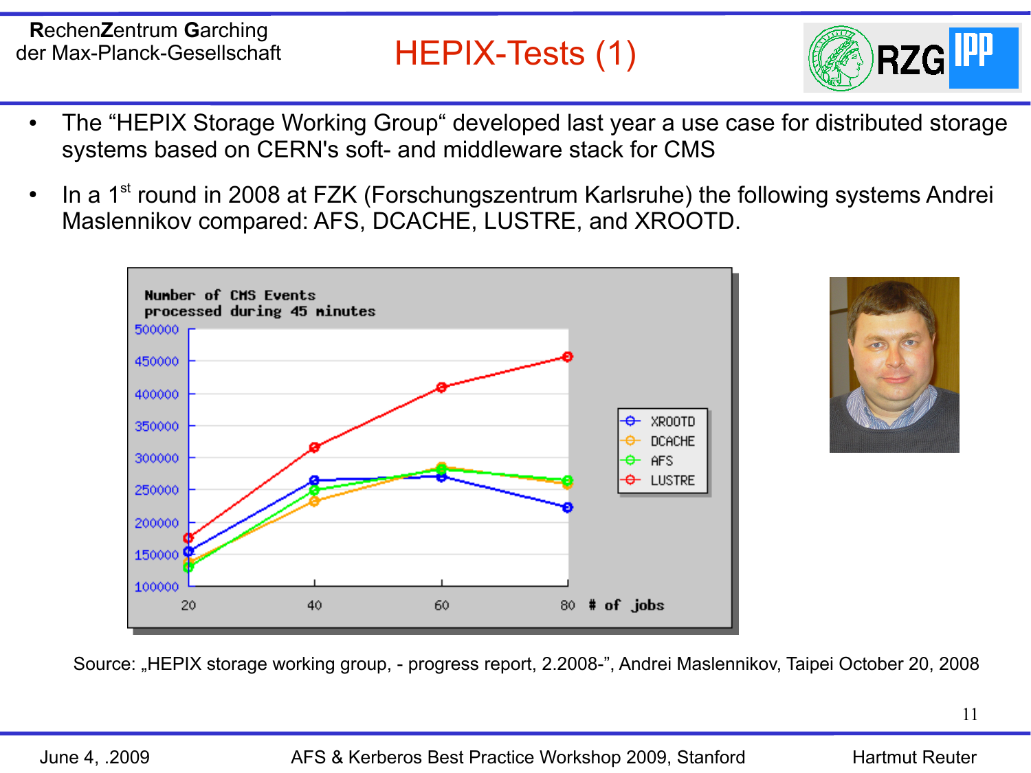# HEPIX-Tests (1)

- The "HEPIX Storage Working Group" developed last year a use case for distributed storage systems based on CERN's soft- and middleware stack for CMS
- In a 1st round in 2008 at FZK (Forschungszentrum Karlsruhe) the following systems Andrei Maslennikov compared: AFS, DCACHE, LUSTRE, and XROOTD.

Number of CMS Events processed during 45 minutes

| # of jobs | XROOTD | DCACHE | AFS | LUSTRE |
|---|---|---|---|---|
| 20 | ~155000 | ~135000 | ~130000 | ~175000 |
| 40 | ~265000 | ~232000 | ~248000 | ~315000 |
| 60 | ~270000 | ~285000 | ~280000 | ~410000 |
| 80 | ~222000 | ~260000 | ~265000 | ~455000 |

Source: „HEPIX storage working group, - progress report, 2.2008-", Andrei Maslennikov, Taipei October 20, 2008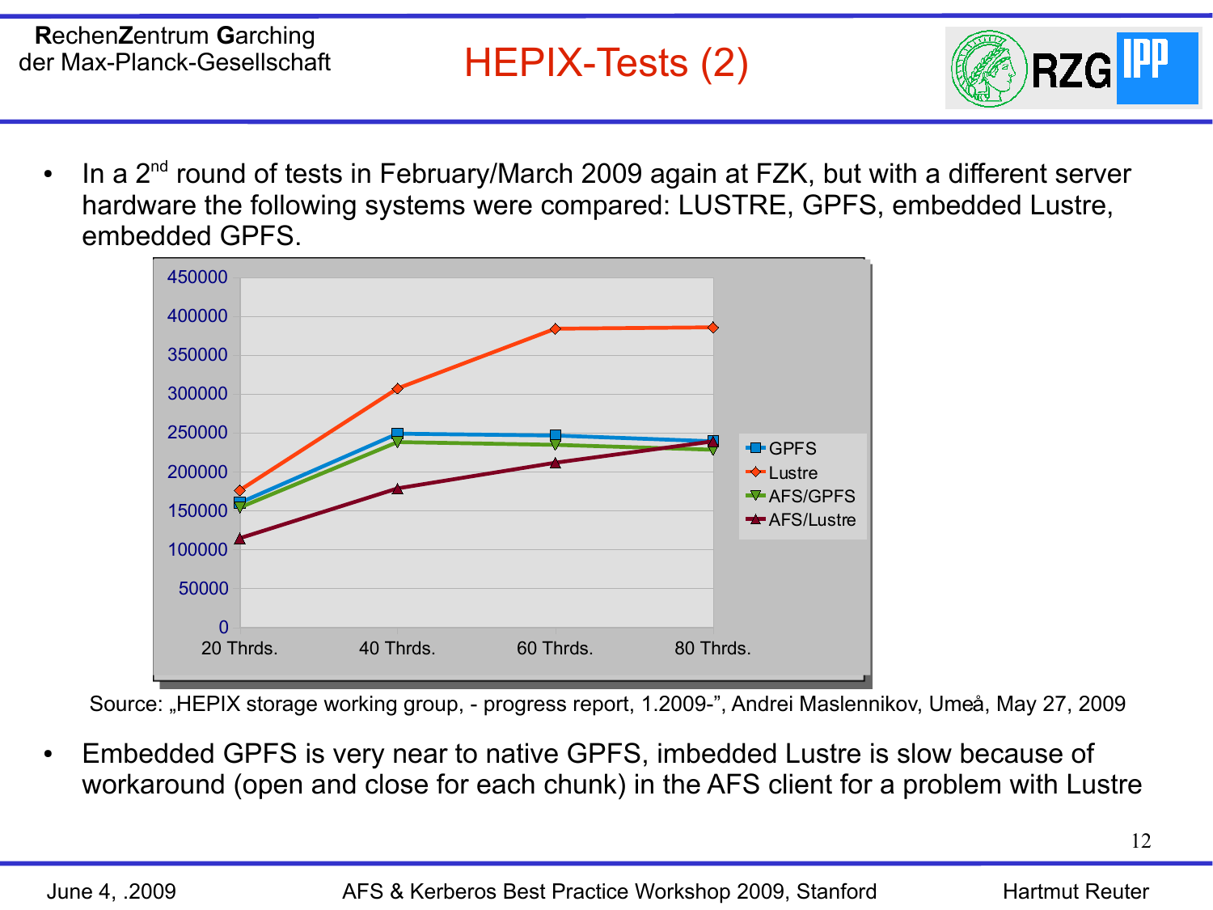# HEPIX-Tests (2)

- In a 2nd round of tests in February/March 2009 again at FZK, but with a different server hardware the following systems were compared: LUSTRE, GPFS, embedded Lustre, embedded GPFS.

Source: „HEPIX storage working group, - progress report, 1.2009-", Andrei Maslennikov, Umeå, May 27, 2009

- Embedded GPFS is very near to native GPFS, imbedded Lustre is slow because of workaround (open and close for each chunk) in the AFS client for a problem with Lustre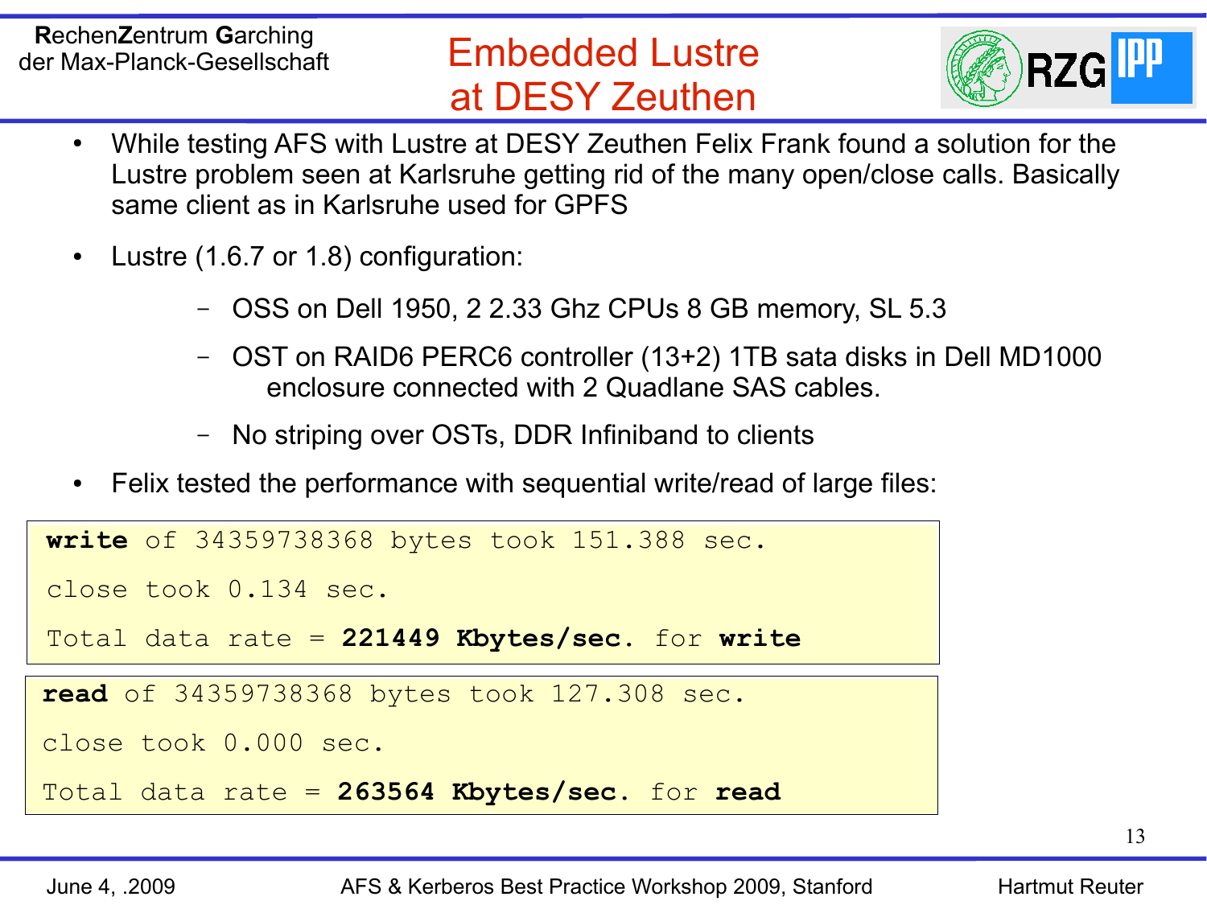# Embedded Lustre at DESY Zeuthen

- While testing AFS with Lustre at DESY Zeuthen Felix Frank found a solution for the Lustre problem seen at Karlsruhe getting rid of the many open/close calls. Basically same client as in Karlsruhe used for GPFS
- Lustre (1.6.7 or 1.8) configuration:
  - OSS on Dell 1950, 2 2.33 Ghz CPUs 8 GB memory, SL 5.3
  - OST on RAID6 PERC6 controller (13+2) 1TB sata disks in Dell MD1000 enclosure connected with 2 Quadlane SAS cables.
  - No striping over OSTs, DDR Infiniband to clients
- Felix tested the performance with sequential write/read of large files:

```
write of 34359738368 bytes took 151.388 sec.
close took 0.134 sec.
Total data rate = 221449 Kbytes/sec. for write
```

```
read of 34359738368 bytes took 127.308 sec.
close took 0.000 sec.
Total data rate = 263564 Kbytes/sec. for read
```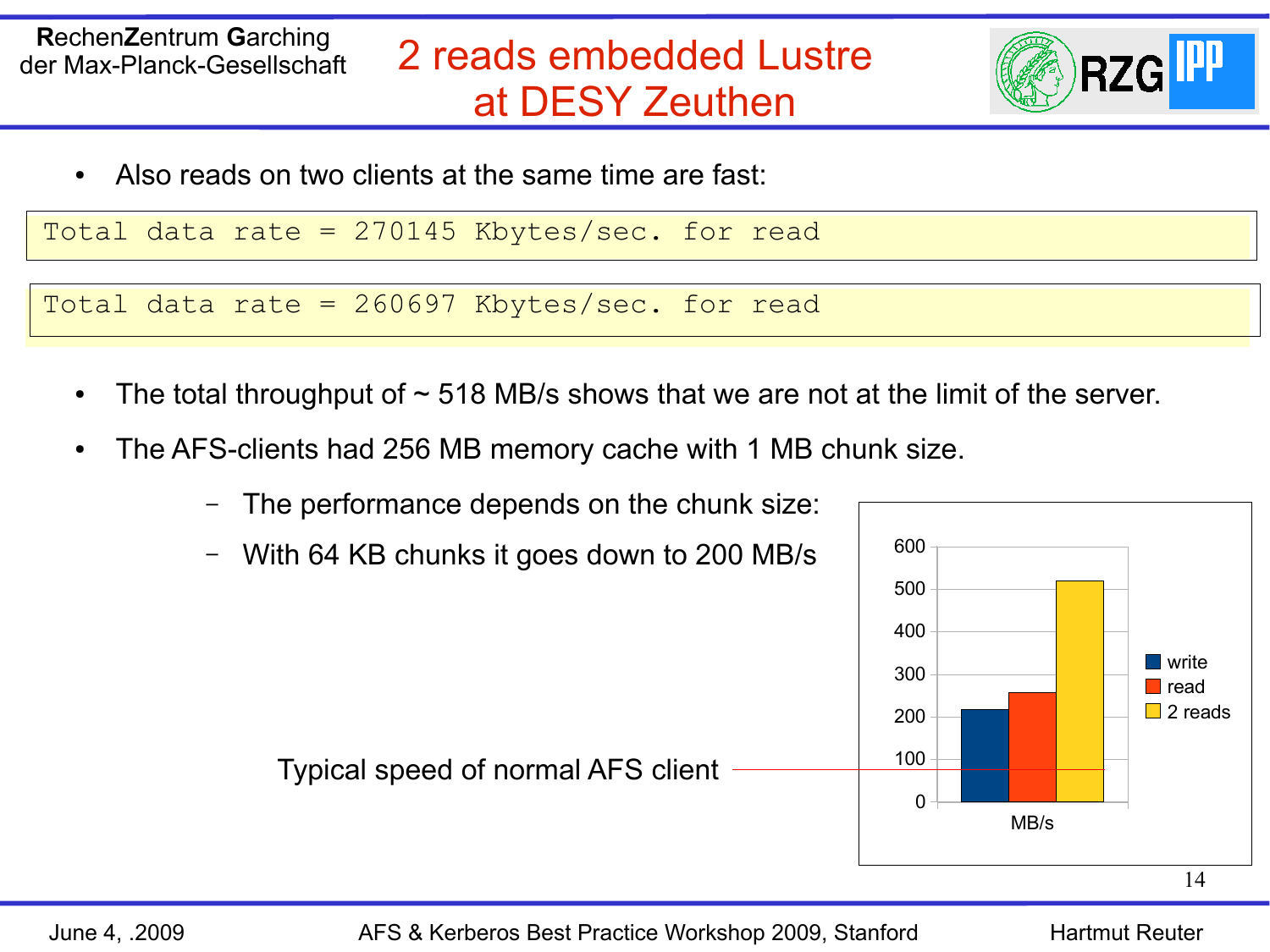# 2 reads embedded Lustre at DESY Zeuthen

- Also reads on two clients at the same time are fast:

```
Total data rate = 270145 Kbytes/sec. for read
```

```
Total data rate = 260697 Kbytes/sec. for read
```

- The total throughput of ~ 518 MB/s shows that we are not at the limit of the server.
- The AFS-clients had 256 MB memory cache with 1 MB chunk size.
  - The performance depends on the chunk size:
  - With 64 KB chunks it goes down to 200 MB/s

Typical speed of normal AFS client

| MB/s | |
|---|---|
| write | ~218 |
| read | ~258 |
| 2 reads | ~518 |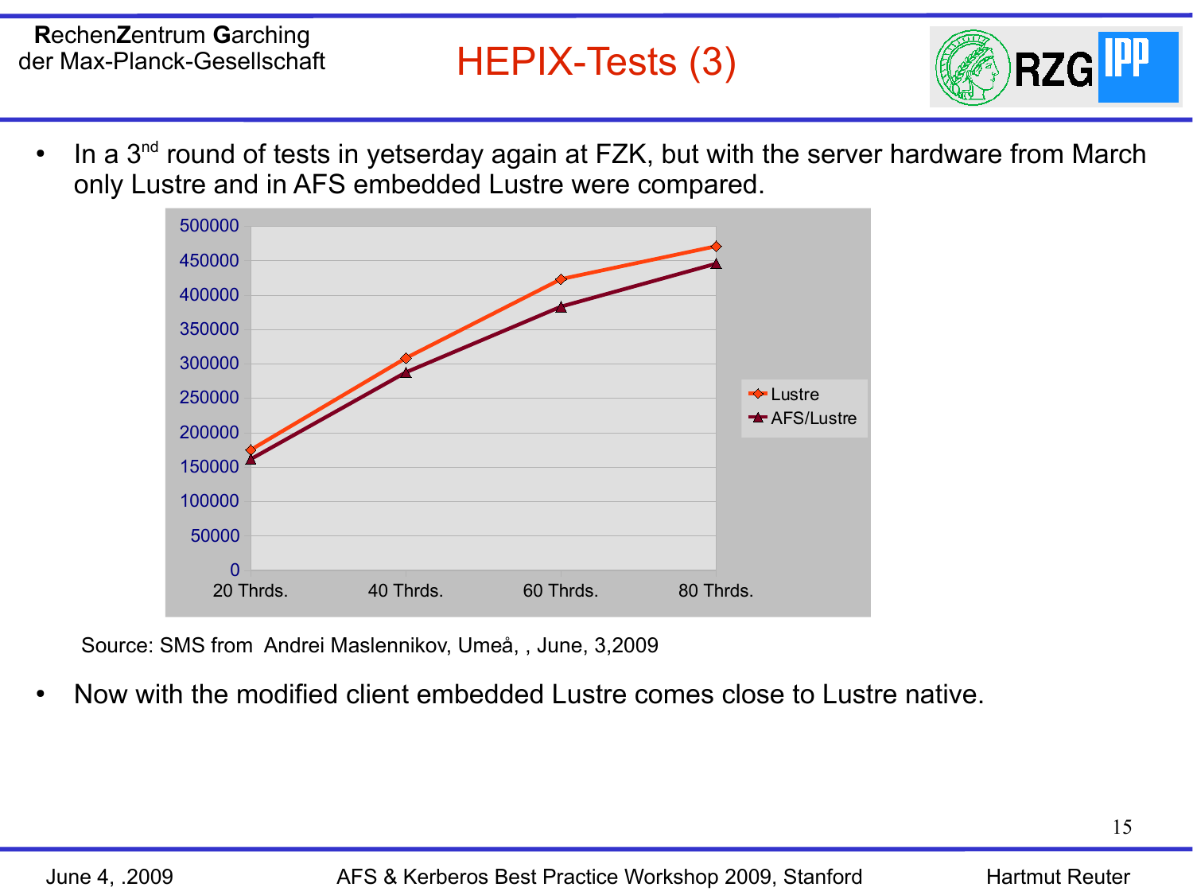# HEPIX-Tests (3)

- In a 3rd round of tests in yetserday again at FZK, but with the server hardware from March only Lustre and in AFS embedded Lustre were compared.

| | 20 Thrds. | 40 Thrds. | 60 Thrds. | 80 Thrds. |
|---|---|---|---|---|
| Lustre | ~175000 | ~308000 | ~423000 | ~470000 |
| AFS/Lustre | ~161000 | ~287000 | ~383000 | ~446000 |

Source: SMS from Andrei Maslennikov, Umeå, , June, 3,2009

- Now with the modified client embedded Lustre comes close to Lustre native.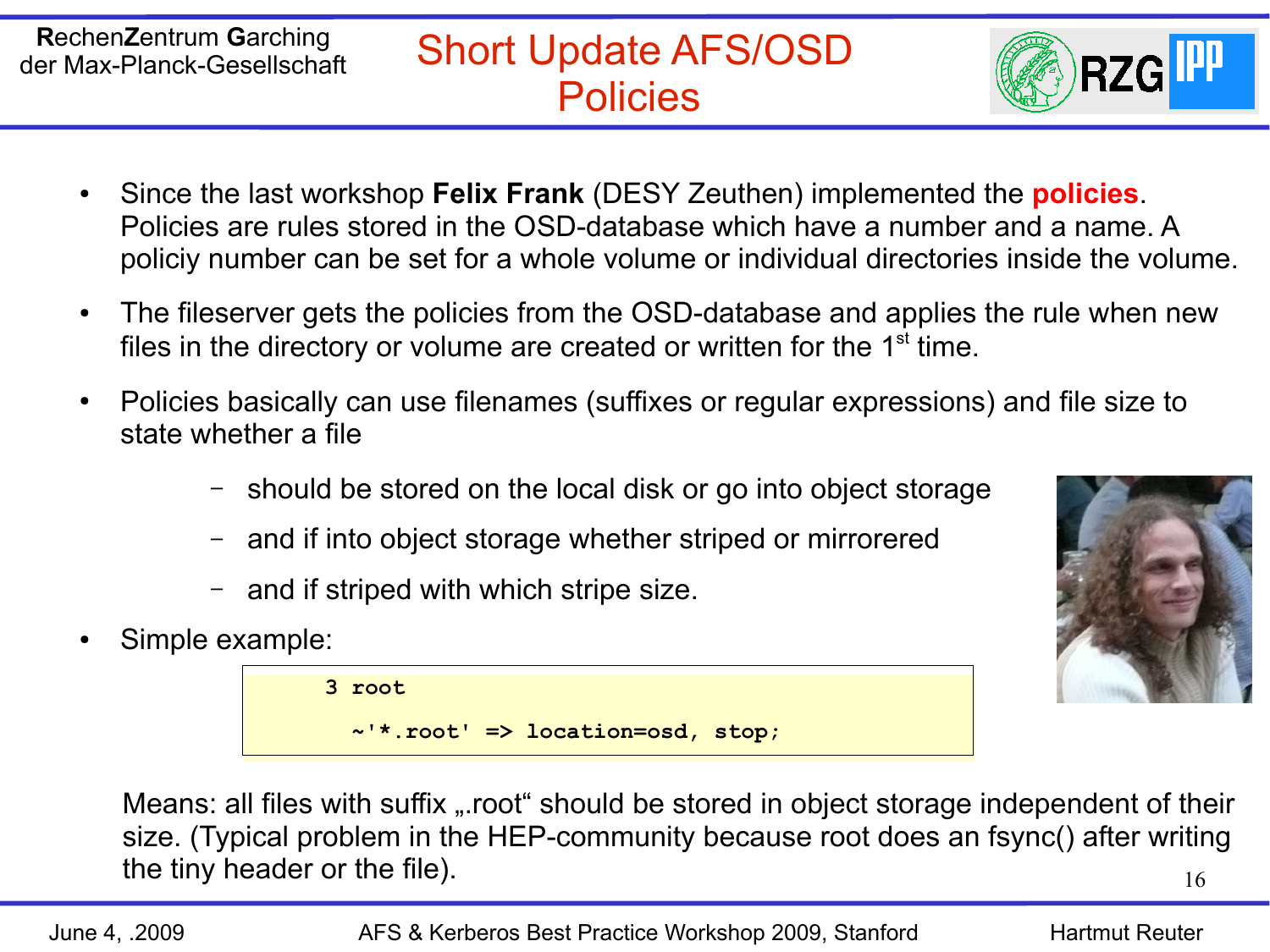# Short Update AFS/OSD Policies

- Since the last workshop **Felix Frank** (DESY Zeuthen) implemented the **policies**. Policies are rules stored in the OSD-database which have a number and a name. A policiy number can be set for a whole volume or individual directories inside the volume.
- The fileserver gets the policies from the OSD-database and applies the rule when new files in the directory or volume are created or written for the 1st time.
- Policies basically can use filenames (suffixes or regular expressions) and file size to state whether a file
  - should be stored on the local disk or go into object storage
  - and if into object storage whether striped or mirrorered
  - and if striped with which stripe size.
- Simple example:

```
3 root
  ~'*.root' => location=osd, stop;
```

Means: all files with suffix „.root" should be stored in object storage independent of their size. (Typical problem in the HEP-community because root does an fsync() after writing the tiny header or the file).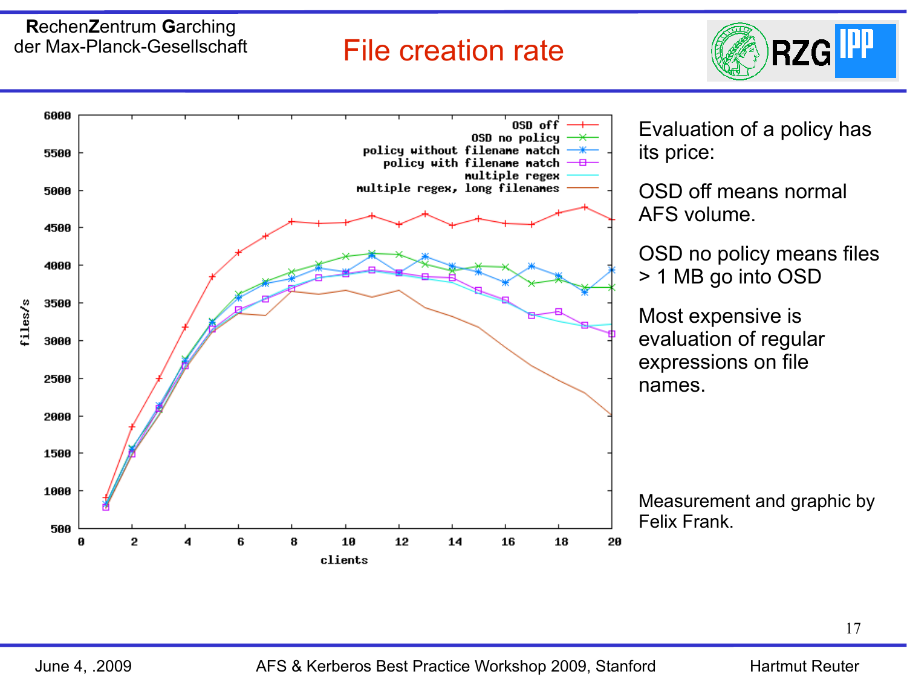# File creation rate

Evaluation of a policy has its price:

OSD off means normal AFS volume.

OSD no policy means files > 1 MB go into OSD

Most expensive is evaluation of regular expressions on file names.

Measurement and graphic by Felix Frank.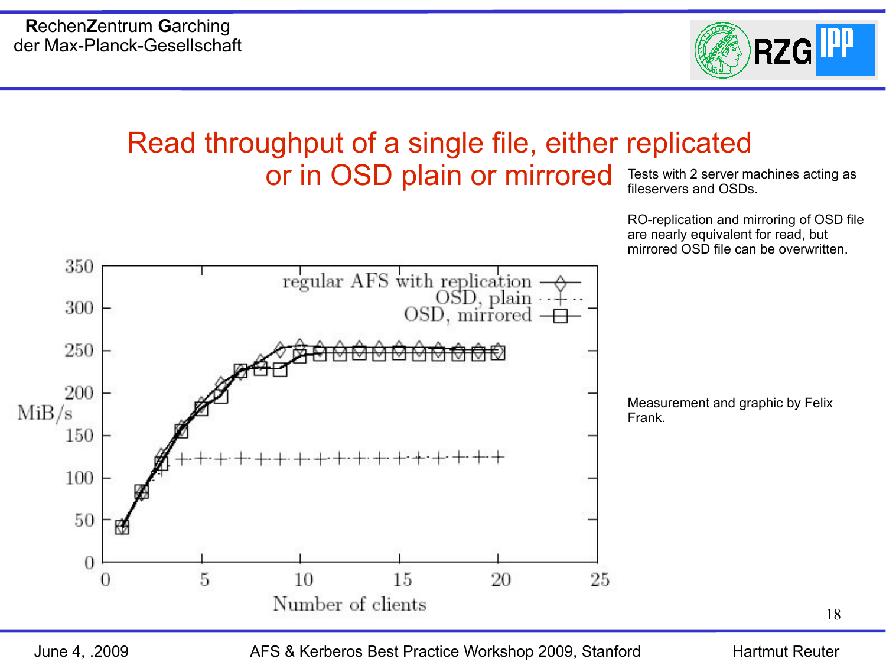# Read throughput of a single file, either replicated or in OSD plain or mirrored

Tests with 2 server machines acting as fileservers and OSDs.

RO-replication and mirroring of OSD file are nearly equivalent for read, but mirrored OSD file can be overwritten.

Measurement and graphic by Felix Frank.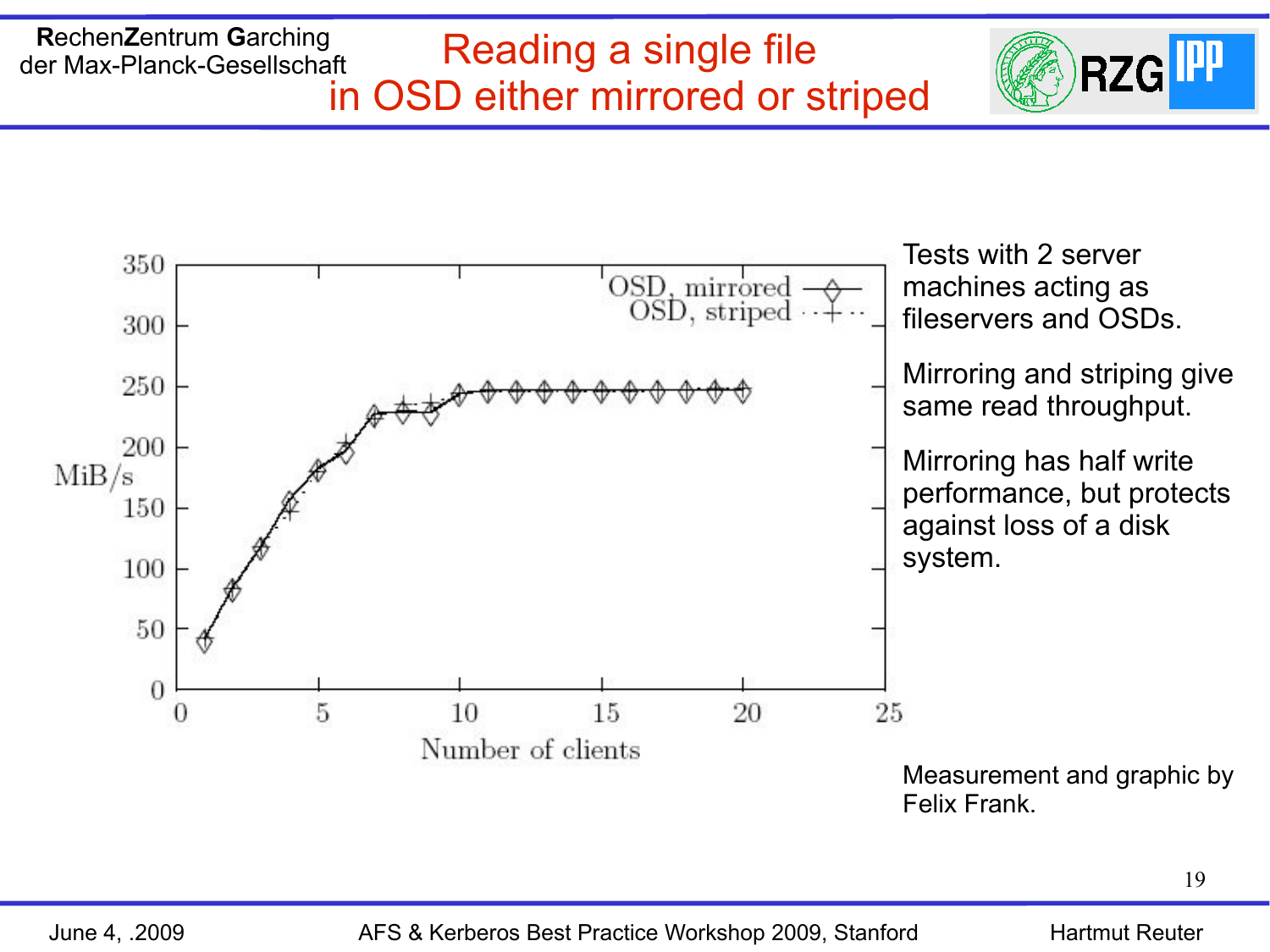# Reading a single file in OSD either mirrored or striped

Tests with 2 server machines acting as fileservers and OSDs.

Mirroring and striping give same read throughput.

Mirroring has half write performance, but protects against loss of a disk system.

Measurement and graphic by Felix Frank.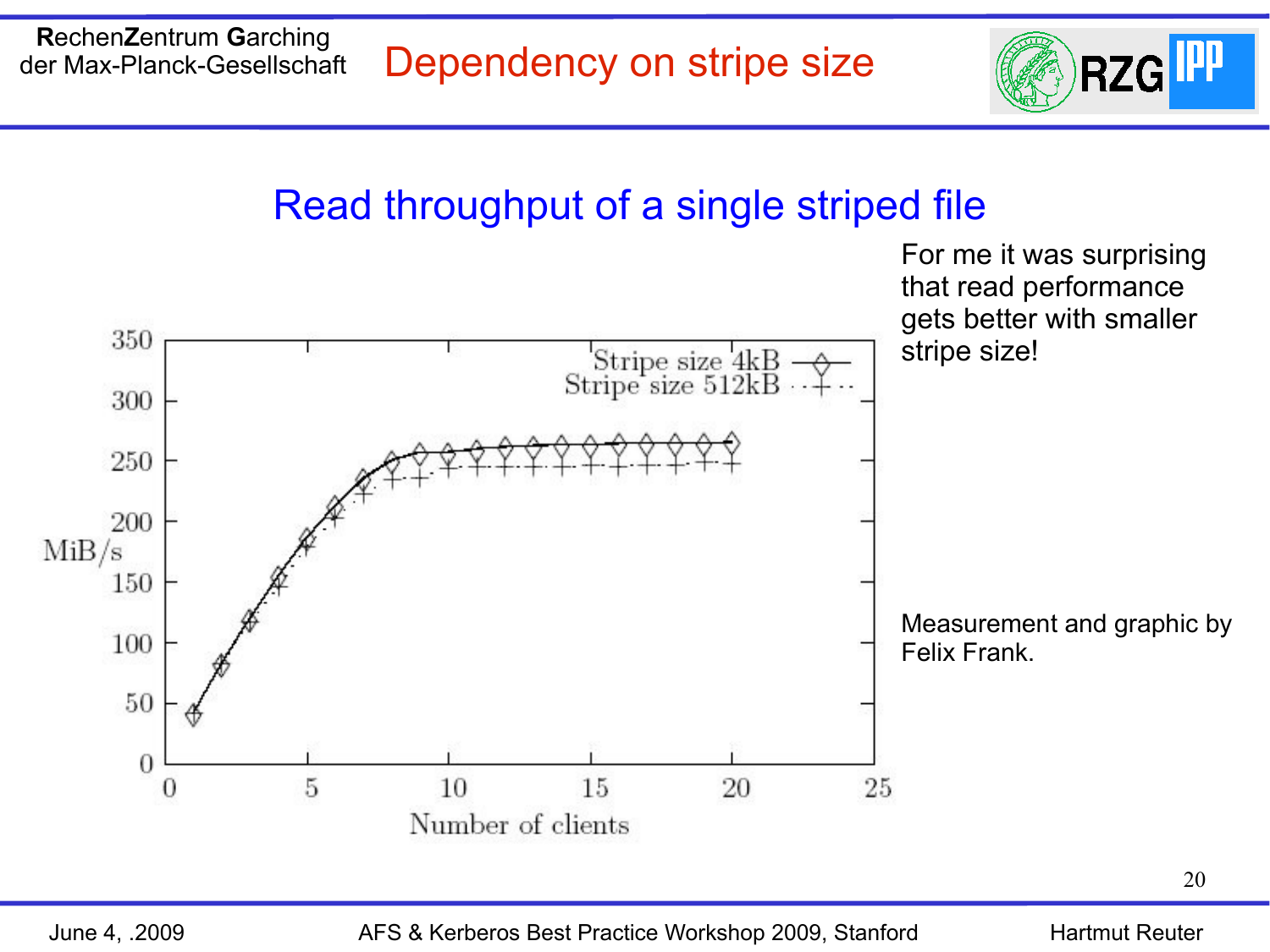# Dependency on stripe size

## Read throughput of a single striped file

For me it was surprising that read performance gets better with smaller stripe size!

Measurement and graphic by Felix Frank.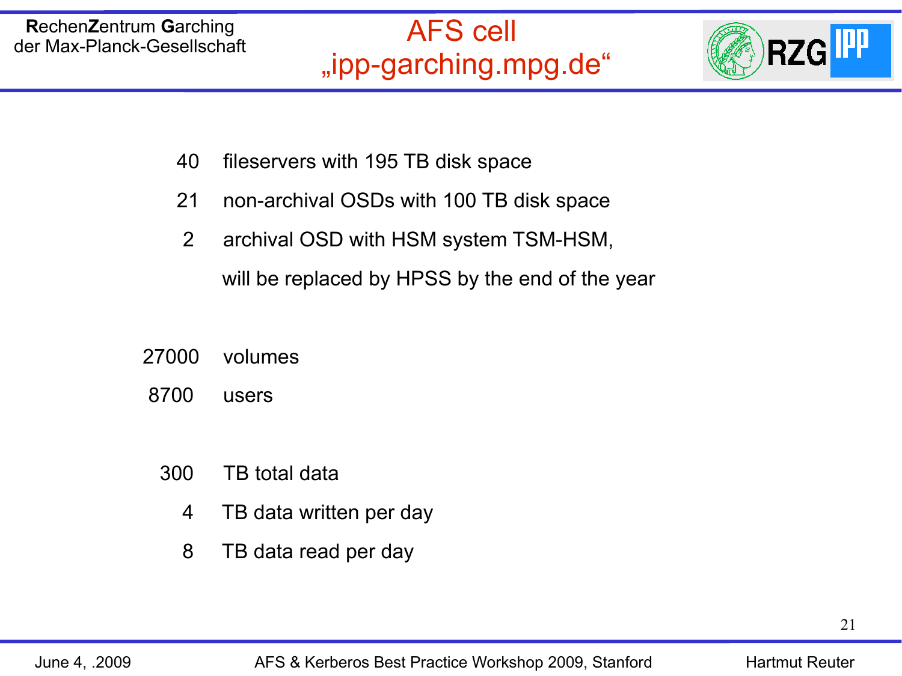# AFS cell „ipp-garching.mpg.de“

| | |
|---|---|
| 40 | fileservers with 195 TB disk space |
| 21 | non-archival OSDs with 100 TB disk space |
| 2 | archival OSD with HSM system TSM-HSM, will be replaced by HPSS by the end of the year |
| 27000 | volumes |
| 8700 | users |
| 300 | TB total data |
| 4 | TB data written per day |
| 8 | TB data read per day |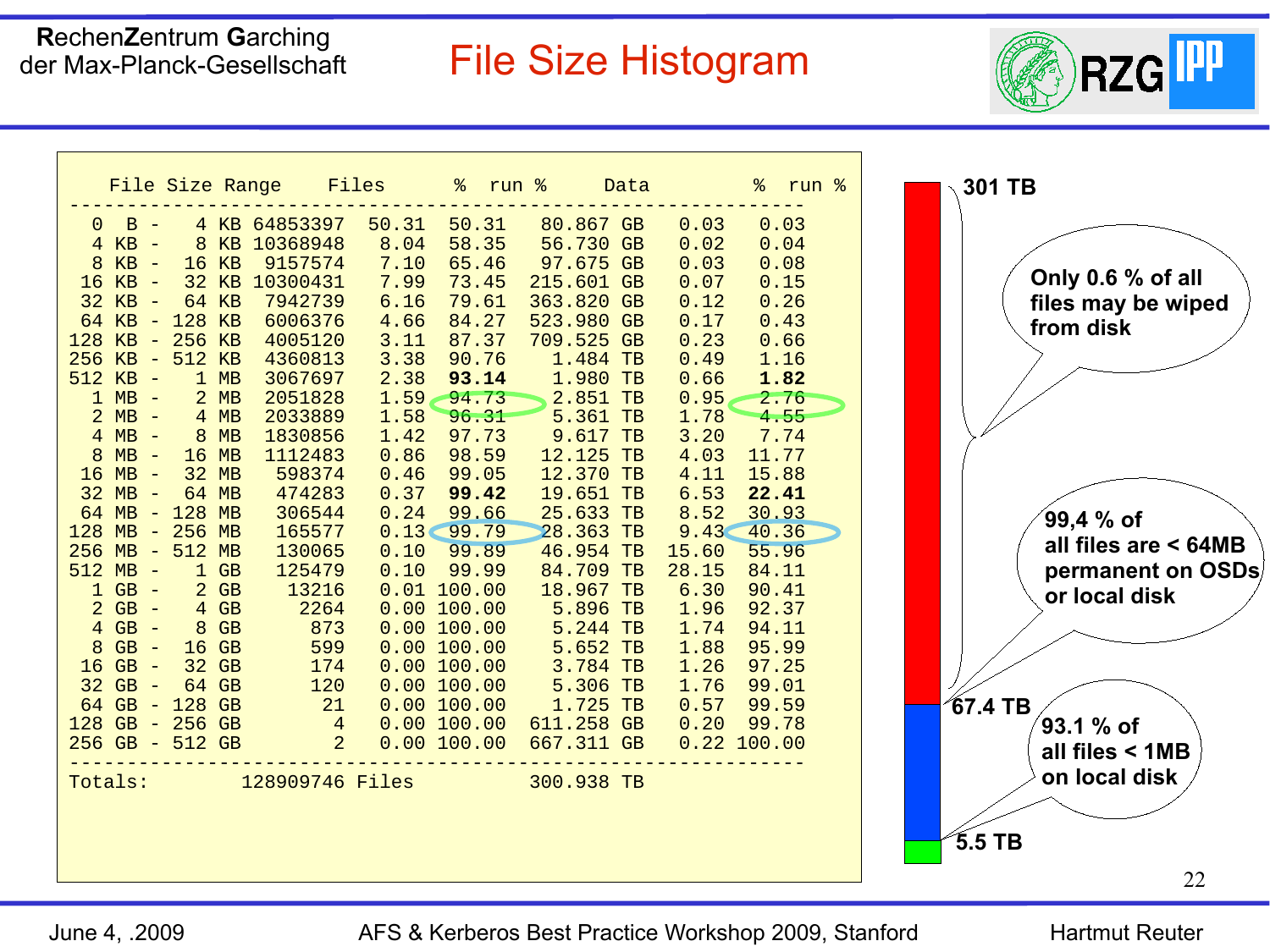# File Size Histogram

| File Size Range | Files | % | run % | Data | % | run % |
|---|---|---|---|---|---|---|
| 0 B - 4 KB | 64853397 | 50.31 | 50.31 | 80.867 GB | 0.03 | 0.03 |
| 4 KB - 8 KB | 10368948 | 8.04 | 58.35 | 56.730 GB | 0.02 | 0.04 |
| 8 KB - 16 KB | 9157574 | 7.10 | 65.46 | 97.675 GB | 0.03 | 0.08 |
| 16 KB - 32 KB | 10300431 | 7.99 | 73.45 | 215.601 GB | 0.07 | 0.15 |
| 32 KB - 64 KB | 7942739 | 6.16 | 79.61 | 363.820 GB | 0.12 | 0.26 |
| 64 KB - 128 KB | 6006376 | 4.66 | 84.27 | 523.980 GB | 0.17 | 0.43 |
| 128 KB - 256 KB | 4005120 | 3.11 | 87.37 | 709.525 GB | 0.23 | 0.66 |
| 256 KB - 512 KB | 4360813 | 3.38 | 90.76 | 1.484 TB | 0.49 | 1.16 |
| 512 KB - 1 MB | 3067697 | 2.38 | **93.14** | 1.980 TB | 0.66 | **1.82** |
| 1 MB - 2 MB | 2051828 | 1.59 | 94.73 | 2.851 TB | 0.95 | 2.76 |
| 2 MB - 4 MB | 2033889 | 1.58 | 96.31 | 5.361 TB | 1.78 | 4.55 |
| 4 MB - 8 MB | 1830856 | 1.42 | 97.73 | 9.617 TB | 3.20 | 7.74 |
| 8 MB - 16 MB | 1112483 | 0.86 | 98.59 | 12.125 TB | 4.03 | 11.77 |
| 16 MB - 32 MB | 598374 | 0.46 | 99.05 | 12.370 TB | 4.11 | 15.88 |
| 32 MB - 64 MB | 474283 | 0.37 | **99.42** | 19.651 TB | 6.53 | **22.41** |
| 64 MB - 128 MB | 306544 | 0.24 | 99.66 | 25.633 TB | 8.52 | 30.93 |
| 128 MB - 256 MB | 165577 | 0.13 | 99.79 | 28.363 TB | 9.43 | 40.36 |
| 256 MB - 512 MB | 130065 | 0.10 | 99.89 | 46.954 TB | 15.60 | 55.96 |
| 512 MB - 1 GB | 125479 | 0.10 | 99.99 | 84.709 TB | 28.15 | 84.11 |
| 1 GB - 2 GB | 13216 | 0.01 | 100.00 | 18.967 TB | 6.30 | 90.41 |
| 2 GB - 4 GB | 2264 | 0.00 | 100.00 | 5.896 TB | 1.96 | 92.37 |
| 4 GB - 8 GB | 873 | 0.00 | 100.00 | 5.244 TB | 1.74 | 94.11 |
| 8 GB - 16 GB | 599 | 0.00 | 100.00 | 5.652 TB | 1.88 | 95.99 |
| 16 GB - 32 GB | 174 | 0.00 | 100.00 | 3.784 TB | 1.26 | 97.25 |
| 32 GB - 64 GB | 120 | 0.00 | 100.00 | 5.306 TB | 1.76 | 99.01 |
| 64 GB - 128 GB | 21 | 0.00 | 100.00 | 1.725 TB | 0.57 | 99.59 |
| 128 GB - 256 GB | 4 | 0.00 | 100.00 | 611.258 GB | 0.20 | 99.78 |
| 256 GB - 512 GB | 2 | 0.00 | 100.00 | 667.311 GB | 0.22 | 100.00 |
| Totals: | 128909746 Files | | | 300.938 TB | | |

301 TB

Only 0.6 % of all files may be wiped from disk

99,4 % of all files are < 64MB permanent on OSDs or local disk

67.4 TB

93.1 % of all files < 1MB on local disk

5.5 TB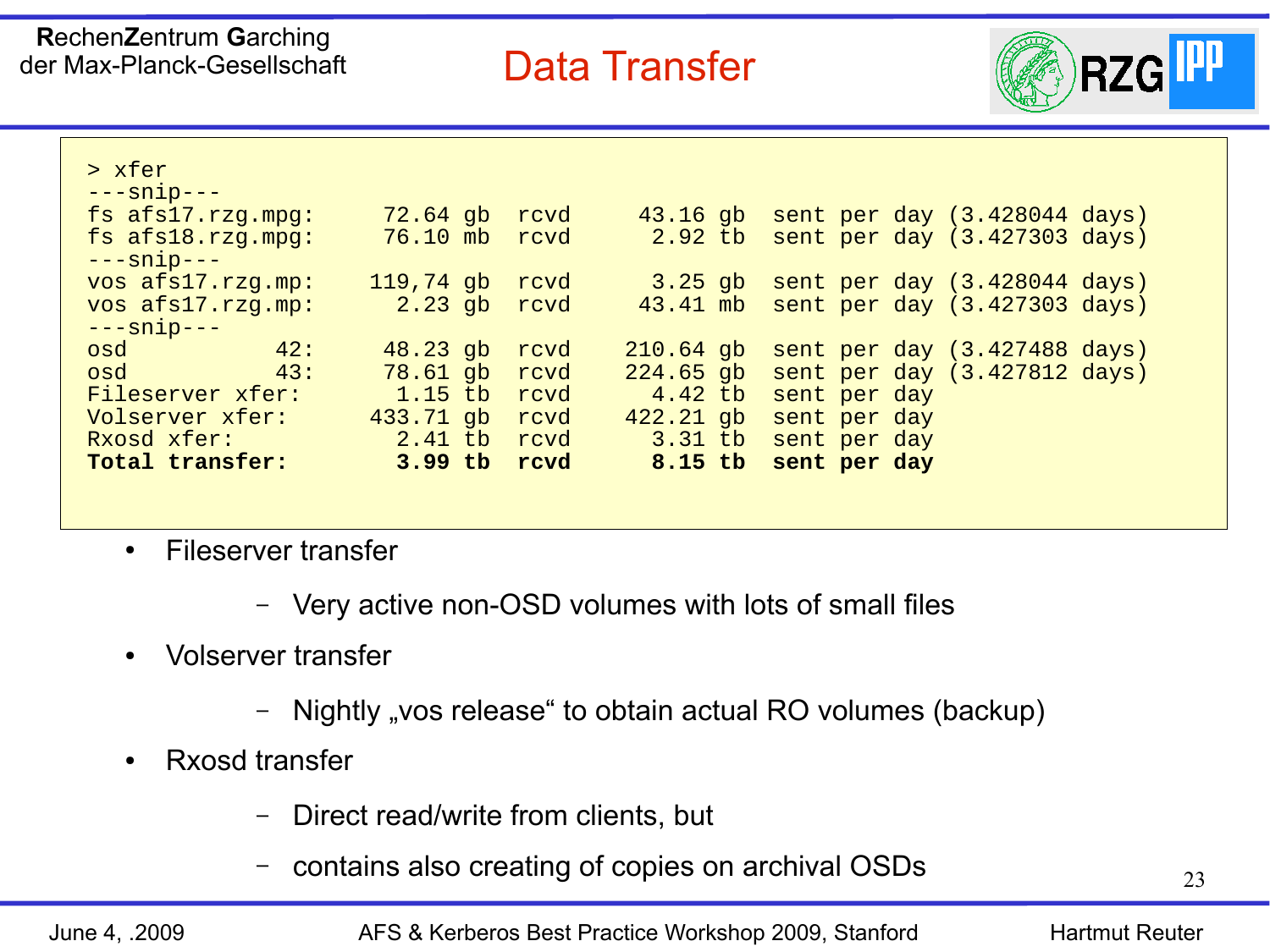# Data Transfer

```
> xfer
---snip---
fs afs17.rzg.mpg:     72.64 gb  rcvd     43.16 gb  sent per day (3.428044 days)
fs afs18.rzg.mpg:     76.10 mb  rcvd      2.92 tb  sent per day (3.427303 days)
---snip---
vos afs17.rzg.mp:    119,74 gb  rcvd      3.25 gb  sent per day (3.428044 days)
vos afs17.rzg.mp:      2.23 gb  rcvd     43.41 mb  sent per day (3.427303 days)
---snip---
osd           42:     48.23 gb  rcvd    210.64 gb  sent per day (3.427488 days)
osd           43:     78.61 gb  rcvd    224.65 gb  sent per day (3.427812 days)
Fileserver xfer:       1.15 tb  rcvd      4.42 tb  sent per day
Volserver xfer:      433.71 gb  rcvd    422.21 gb  sent per day
Rxosd xfer:            2.41 tb  rcvd      3.31 tb  sent per day
Total transfer:        3.99 tb  rcvd      8.15 tb  sent per day
```

- Fileserver transfer
  - Very active non-OSD volumes with lots of small files
- Volserver transfer
  - Nightly „vos release“ to obtain actual RO volumes (backup)
- Rxosd transfer
  - Direct read/write from clients, but
  - contains also creating of copies on archival OSDs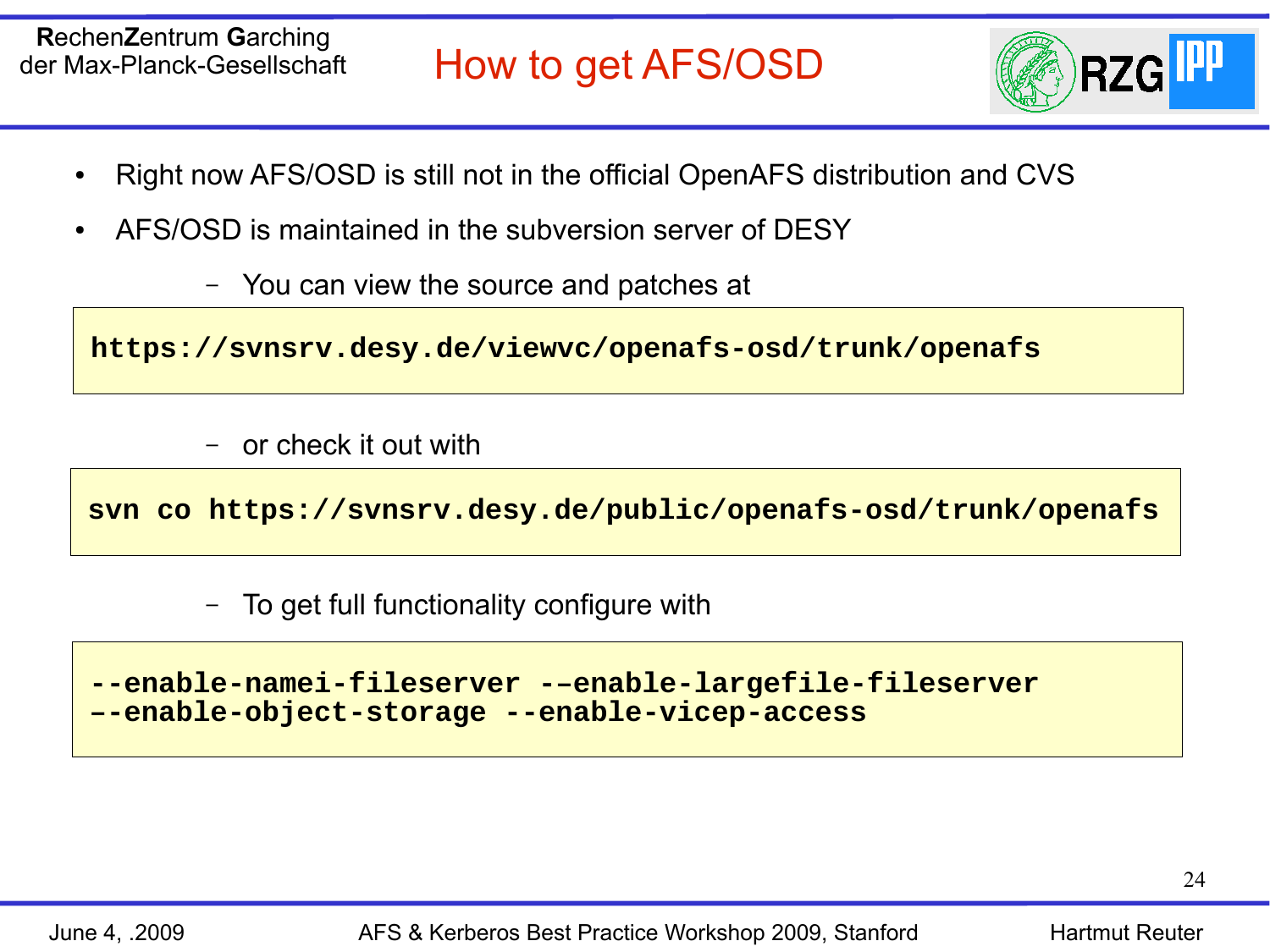# How to get AFS/OSD

- Right now AFS/OSD is still not in the official OpenAFS distribution and CVS
- AFS/OSD is maintained in the subversion server of DESY
  - You can view the source and patches at

```
https://svnsrv.desy.de/viewvc/openafs-osd/trunk/openafs
```

  - or check it out with

```
svn co https://svnsrv.desy.de/public/openafs-osd/trunk/openafs
```

  - To get full functionality configure with

```
--enable-namei-fileserver -–enable-largefile-fileserver
–-enable-object-storage --enable-vicep-access
```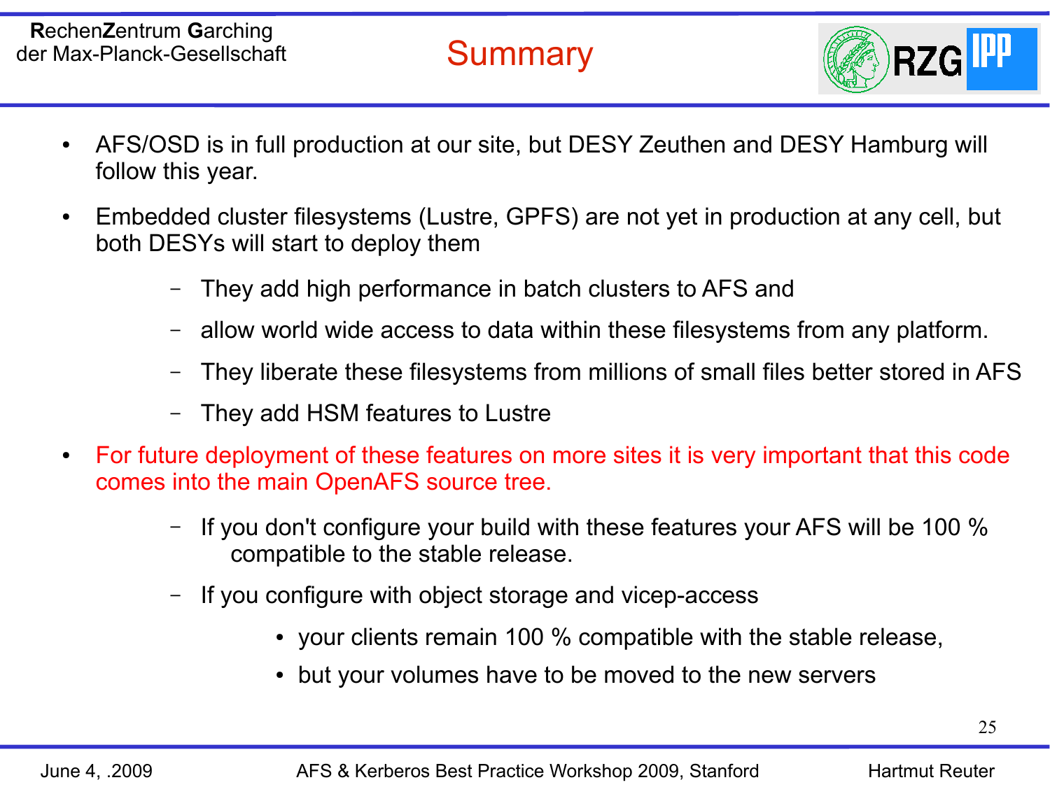# Summary

- AFS/OSD is in full production at our site, but DESY Zeuthen and DESY Hamburg will follow this year.
- Embedded cluster filesystems (Lustre, GPFS) are not yet in production at any cell, but both DESYs will start to deploy them
  - They add high performance in batch clusters to AFS and
  - allow world wide access to data within these filesystems from any platform.
  - They liberate these filesystems from millions of small files better stored in AFS
  - They add HSM features to Lustre
- For future deployment of these features on more sites it is very important that this code comes into the main OpenAFS source tree.
  - If you don't configure your build with these features your AFS will be 100 % compatible to the stable release.
  - If you configure with object storage and vicep-access
    - your clients remain 100 % compatible with the stable release,
    - but your volumes have to be moved to the new servers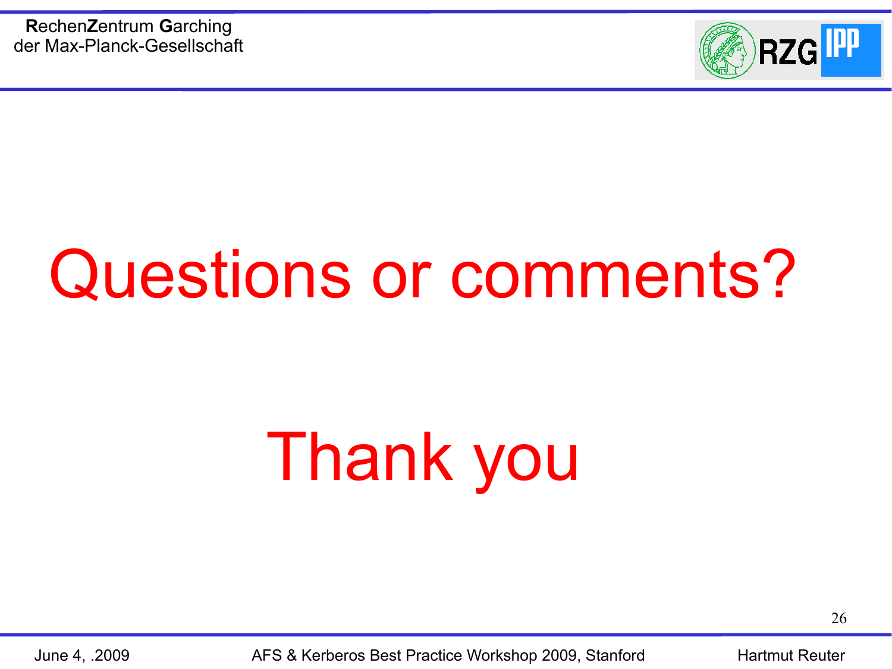# Questions or comments?

# Thank you